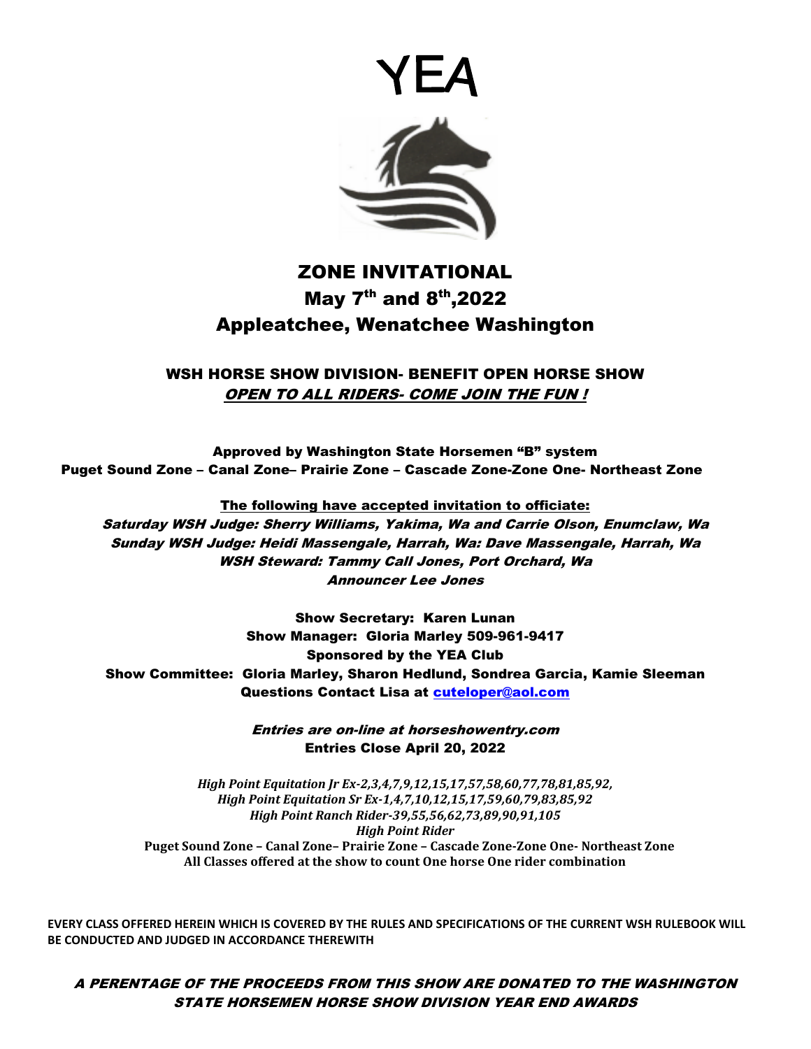# YEA

## ZONE INVITATIONAL

## May 7th and 8th,2022

## Appleatchee, Wenatchee Washington

### WSH HORSE SHOW DIVISION- BENEFIT OPEN HORSE SHOW

***OPEN TO ALL RIDERS- COME JOIN THE FUN !***

**Approved by Washington State Horsemen "B" system**
**Puget Sound Zone – Canal Zone– Prairie Zone – Cascade Zone-Zone One- Northeast Zone**

**The following have accepted invitation to officiate:**

***Saturday WSH Judge: Sherry Williams, Yakima, Wa and Carrie Olson, Enumclaw, Wa***
***Sunday WSH Judge: Heidi Massengale, Harrah, Wa: Dave Massengale, Harrah, Wa***
***WSH Steward: Tammy Call Jones, Port Orchard, Wa***
***Announcer Lee Jones***

**Show Secretary: Karen Lunan**
**Show Manager: Gloria Marley 509-961-9417**
**Sponsored by the YEA Club**
**Show Committee: Gloria Marley, Sharon Hedlund, Sondrea Garcia, Kamie Sleeman**
**Questions Contact Lisa at [cuteloper@aol.com](mailto:cuteloper@aol.com)**

***Entries are on-line at horseshowentry.com***
**Entries Close April 20, 2022**

*High Point Equitation Jr Ex-2,3,4,7,9,12,15,17,57,58,60,77,78,81,85,92,*
*High Point Equitation Sr Ex-1,4,7,10,12,15,17,59,60,79,83,85,92*
*High Point Ranch Rider-39,55,56,62,73,89,90,91,105*
*High Point Rider*
**Puget Sound Zone – Canal Zone– Prairie Zone – Cascade Zone-Zone One- Northeast Zone**
**All Classes offered at the show to count One horse One rider combination**

**EVERY CLASS OFFERED HEREIN WHICH IS COVERED BY THE RULES AND SPECIFICATIONS OF THE CURRENT WSH RULEBOOK WILL BE CONDUCTED AND JUDGED IN ACCORDANCE THEREWITH**

***A PERENTAGE OF THE PROCEEDS FROM THIS SHOW ARE DONATED TO THE WASHINGTON STATE HORSEMEN HORSE SHOW DIVISION YEAR END AWARDS***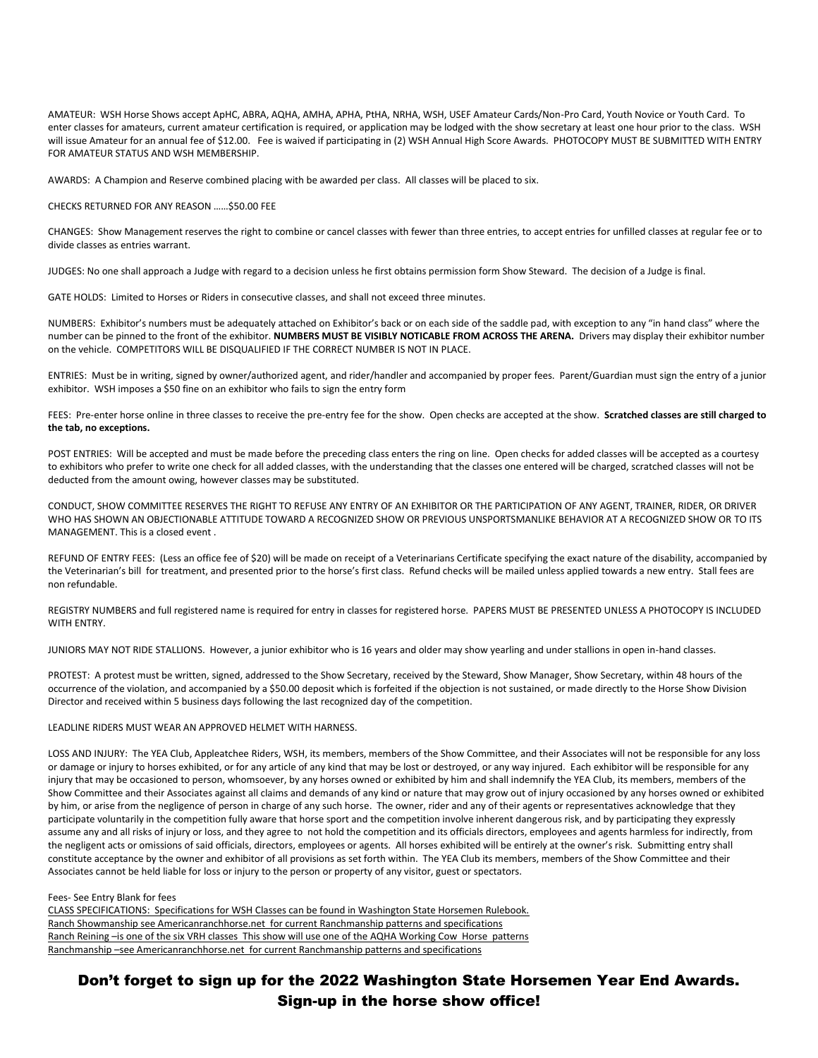AMATEUR: WSH Horse Shows accept ApHC, ABRA, AQHA, AMHA, APHA, PtHA, NRHA, WSH, USEF Amateur Cards/Non-Pro Card, Youth Novice or Youth Card. To enter classes for amateurs, current amateur certification is required, or application may be lodged with the show secretary at least one hour prior to the class. WSH will issue Amateur for an annual fee of $12.00. Fee is waived if participating in (2) WSH Annual High Score Awards. PHOTOCOPY MUST BE SUBMITTED WITH ENTRY FOR AMATEUR STATUS AND WSH MEMBERSHIP.

AWARDS: A Champion and Reserve combined placing with be awarded per class. All classes will be placed to six.

CHECKS RETURNED FOR ANY REASON ……$50.00 FEE

CHANGES: Show Management reserves the right to combine or cancel classes with fewer than three entries, to accept entries for unfilled classes at regular fee or to divide classes as entries warrant.

JUDGES: No one shall approach a Judge with regard to a decision unless he first obtains permission form Show Steward. The decision of a Judge is final.

GATE HOLDS: Limited to Horses or Riders in consecutive classes, and shall not exceed three minutes.

NUMBERS: Exhibitor's numbers must be adequately attached on Exhibitor's back or on each side of the saddle pad, with exception to any "in hand class" where the number can be pinned to the front of the exhibitor. **NUMBERS MUST BE VISIBLY NOTICABLE FROM ACROSS THE ARENA.** Drivers may display their exhibitor number on the vehicle. COMPETITORS WILL BE DISQUALIFIED IF THE CORRECT NUMBER IS NOT IN PLACE.

ENTRIES: Must be in writing, signed by owner/authorized agent, and rider/handler and accompanied by proper fees. Parent/Guardian must sign the entry of a junior exhibitor. WSH imposes a $50 fine on an exhibitor who fails to sign the entry form

FEES: Pre-enter horse online in three classes to receive the pre-entry fee for the show. Open checks are accepted at the show. **Scratched classes are still charged to the tab, no exceptions.**

POST ENTRIES: Will be accepted and must be made before the preceding class enters the ring on line. Open checks for added classes will be accepted as a courtesy to exhibitors who prefer to write one check for all added classes, with the understanding that the classes one entered will be charged, scratched classes will not be deducted from the amount owing, however classes may be substituted.

CONDUCT, SHOW COMMITTEE RESERVES THE RIGHT TO REFUSE ANY ENTRY OF AN EXHIBITOR OR THE PARTICIPATION OF ANY AGENT, TRAINER, RIDER, OR DRIVER WHO HAS SHOWN AN OBJECTIONABLE ATTITUDE TOWARD A RECOGNIZED SHOW OR PREVIOUS UNSPORTSMANLIKE BEHAVIOR AT A RECOGNIZED SHOW OR TO ITS MANAGEMENT. This is a closed event .

REFUND OF ENTRY FEES: (Less an office fee of $20) will be made on receipt of a Veterinarians Certificate specifying the exact nature of the disability, accompanied by the Veterinarian's bill for treatment, and presented prior to the horse's first class. Refund checks will be mailed unless applied towards a new entry. Stall fees are non refundable.

REGISTRY NUMBERS and full registered name is required for entry in classes for registered horse. PAPERS MUST BE PRESENTED UNLESS A PHOTOCOPY IS INCLUDED WITH ENTRY.

JUNIORS MAY NOT RIDE STALLIONS. However, a junior exhibitor who is 16 years and older may show yearling and under stallions in open in-hand classes.

PROTEST: A protest must be written, signed, addressed to the Show Secretary, received by the Steward, Show Manager, Show Secretary, within 48 hours of the occurrence of the violation, and accompanied by a $50.00 deposit which is forfeited if the objection is not sustained, or made directly to the Horse Show Division Director and received within 5 business days following the last recognized day of the competition.

LEADLINE RIDERS MUST WEAR AN APPROVED HELMET WITH HARNESS.

LOSS AND INJURY: The YEA Club, Appleatchee Riders, WSH, its members, members of the Show Committee, and their Associates will not be responsible for any loss or damage or injury to horses exhibited, or for any article of any kind that may be lost or destroyed, or any way injured. Each exhibitor will be responsible for any injury that may be occasioned to person, whomsoever, by any horses owned or exhibited by him and shall indemnify the YEA Club, its members, members of the Show Committee and their Associates against all claims and demands of any kind or nature that may grow out of injury occasioned by any horses owned or exhibited by him, or arise from the negligence of person in charge of any such horse. The owner, rider and any of their agents or representatives acknowledge that they participate voluntarily in the competition fully aware that horse sport and the competition involve inherent dangerous risk, and by participating they expressly assume any and all risks of injury or loss, and they agree to not hold the competition and its officials directors, employees and agents harmless for indirectly, from the negligent acts or omissions of said officials, directors, employees or agents. All horses exhibited will be entirely at the owner's risk. Submitting entry shall constitute acceptance by the owner and exhibitor of all provisions as set forth within. The YEA Club its members, members of the Show Committee and their Associates cannot be held liable for loss or injury to the person or property of any visitor, guest or spectators.

Fees- See Entry Blank for fees

CLASS SPECIFICATIONS: Specifications for WSH Classes can be found in Washington State Horsemen Rulebook.

Ranch Showmanship see Americanranchhorse.net for current Ranchmanship patterns and specifications

Ranch Reining –is one of the six VRH classes This show will use one of the AQHA Working Cow Horse patterns

Ranchmanship –see Americanranchhorse.net for current Ranchmanship patterns and specifications

## Don't forget to sign up for the 2022 Washington State Horsemen Year End Awards. Sign-up in the horse show office!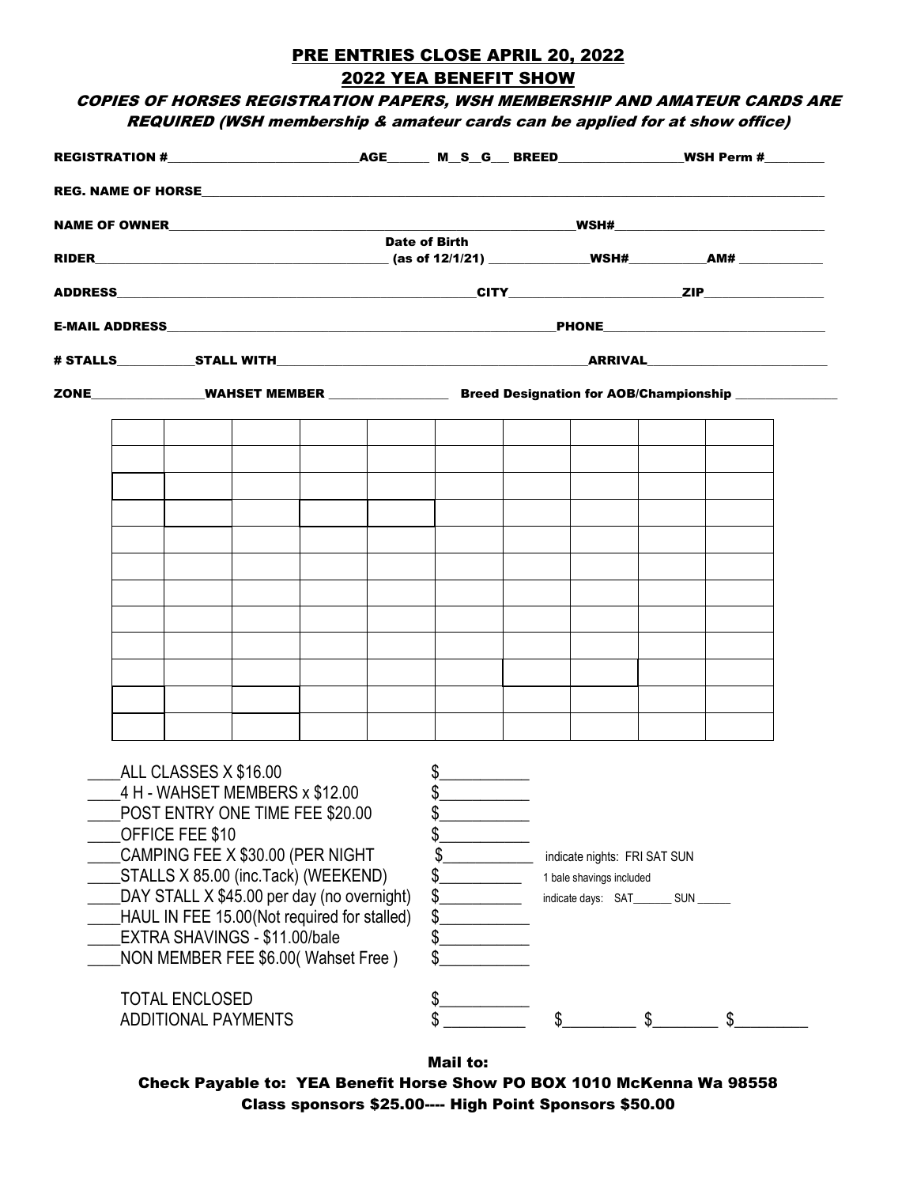## PRE ENTRIES CLOSE APRIL 20, 2022

## 2022 YEA BENEFIT SHOW

***COPIES OF HORSES REGISTRATION PAPERS, WSH MEMBERSHIP AND AMATEUR CARDS ARE REQUIRED (WSH membership & amateur cards can be applied for at show office)***

**REGISTRATION #**______________________________ **AGE**______ **M__S__G___ BREED**__________________ **WSH Perm #**_________

**REG. NAME OF HORSE**_______________________________________________________________________________

**NAME OF OWNER**_______________________________________________________ **WSH#**_______________________________

**RIDER**__________________________________________ **Date of Birth (as of 12/1/21)** ______________ **WSH#**___________ **AM#** ____________

**ADDRESS**_______________________________________________________ **CITY**_________________________ **ZIP**_________________

**E-MAIL ADDRESS**_______________________________________________________ **PHONE**_______________________________

**# STALLS**___________ **STALL WITH**_____________________________________________ **ARRIVAL**___________________________

**ZONE**________________ **WAHSET MEMBER** _________________ **Breed Designation for AOB/Championship** _______________

| | | | | | | | | | |
|---|---|---|---|---|---|---|---|---|---|
| | | | | | | | | | |
| | | | | | | | | | |
| | | | | | | | | | |
| | | | | | | | | | |
| | | | | | | | | | |
| | | | | | | | | | |
| | | | | | | | | | |
| | | | | | | | | | |
| | | | | | | | | | |
| | | | | | | | | | |
| | | | | | | | | | |
| | | | | | | | | | |

____ALL CLASSES X $16.00 $___________

____4 H - WAHSET MEMBERS x $12.00 $___________

____POST ENTRY ONE TIME FEE $20.00 $___________

____OFFICE FEE $10 $___________

____CAMPING FEE X $30.00 (PER NIGHT $___________ indicate nights: FRI SAT SUN

____STALLS X 85.00 (inc.Tack) (WEEKEND) $__________ 1 bale shavings included

____DAY STALL X $45.00 per day (no overnight) $__________ indicate days: SAT_______ SUN ______

____HAUL IN FEE 15.00(Not required for stalled) $___________

____EXTRA SHAVINGS - $11.00/bale $___________

____NON MEMBER FEE $6.00( Wahset Free ) $___________

TOTAL ENCLOSED $___________

ADDITIONAL PAYMENTS $ __________ $_________ $________ $_________

**Mail to:**

**Check Payable to: YEA Benefit Horse Show PO BOX 1010 McKenna Wa 98558**

**Class sponsors $25.00---- High Point Sponsors $50.00**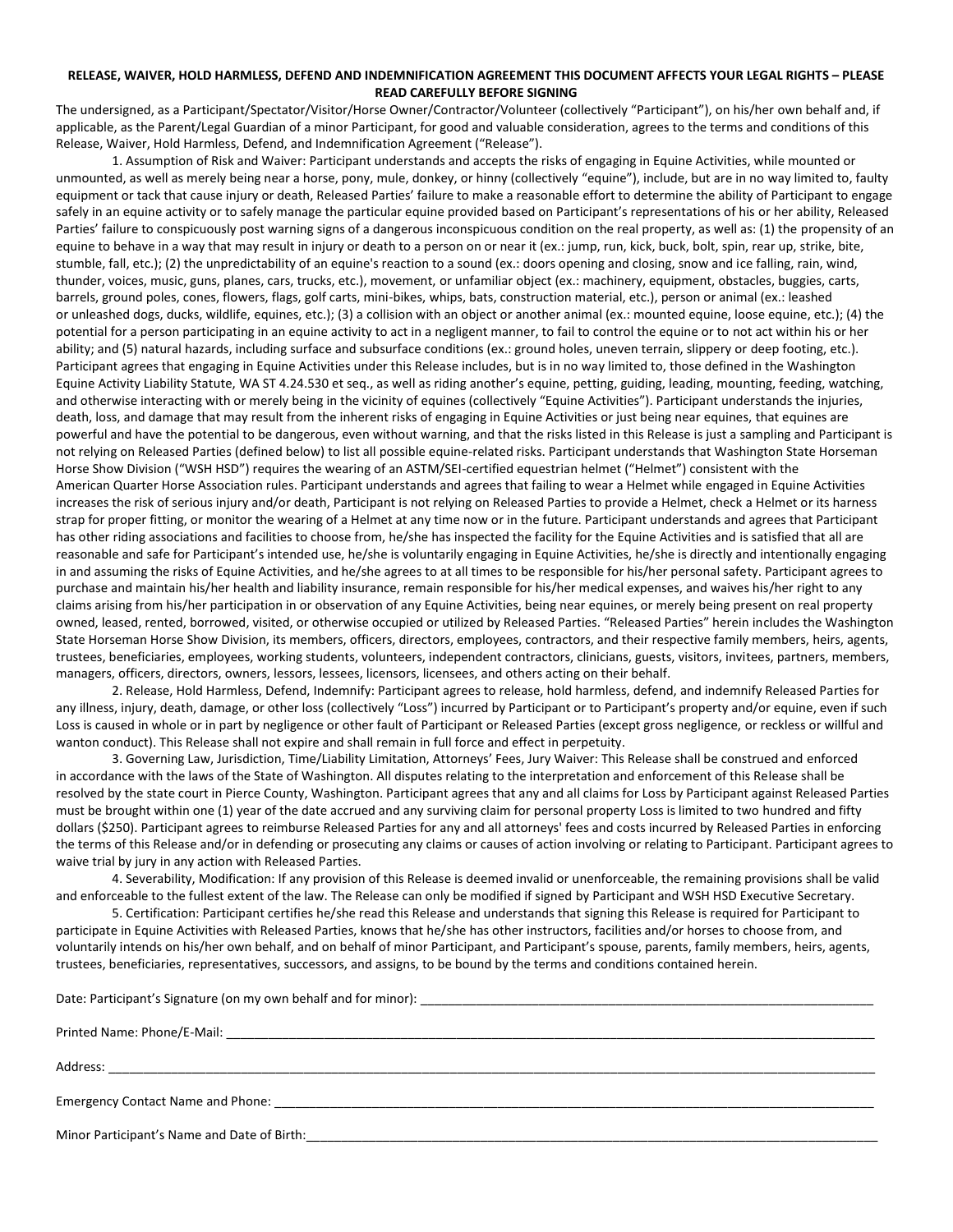**RELEASE, WAIVER, HOLD HARMLESS, DEFEND AND INDEMNIFICATION AGREEMENT THIS DOCUMENT AFFECTS YOUR LEGAL RIGHTS – PLEASE READ CAREFULLY BEFORE SIGNING**

The undersigned, as a Participant/Spectator/Visitor/Horse Owner/Contractor/Volunteer (collectively "Participant"), on his/her own behalf and, if applicable, as the Parent/Legal Guardian of a minor Participant, for good and valuable consideration, agrees to the terms and conditions of this Release, Waiver, Hold Harmless, Defend, and Indemnification Agreement ("Release").

1. Assumption of Risk and Waiver: Participant understands and accepts the risks of engaging in Equine Activities, while mounted or unmounted, as well as merely being near a horse, pony, mule, donkey, or hinny (collectively "equine"), include, but are in no way limited to, faulty equipment or tack that cause injury or death, Released Parties' failure to make a reasonable effort to determine the ability of Participant to engage safely in an equine activity or to safely manage the particular equine provided based on Participant's representations of his or her ability, Released Parties' failure to conspicuously post warning signs of a dangerous inconspicuous condition on the real property, as well as: (1) the propensity of an equine to behave in a way that may result in injury or death to a person on or near it (ex.: jump, run, kick, buck, bolt, spin, rear up, strike, bite, stumble, fall, etc.); (2) the unpredictability of an equine's reaction to a sound (ex.: doors opening and closing, snow and ice falling, rain, wind, thunder, voices, music, guns, planes, cars, trucks, etc.), movement, or unfamiliar object (ex.: machinery, equipment, obstacles, buggies, carts, barrels, ground poles, cones, flowers, flags, golf carts, mini-bikes, whips, bats, construction material, etc.), person or animal (ex.: leashed or unleashed dogs, ducks, wildlife, equines, etc.); (3) a collision with an object or another animal (ex.: mounted equine, loose equine, etc.); (4) the potential for a person participating in an equine activity to act in a negligent manner, to fail to control the equine or to not act within his or her ability; and (5) natural hazards, including surface and subsurface conditions (ex.: ground holes, uneven terrain, slippery or deep footing, etc.). Participant agrees that engaging in Equine Activities under this Release includes, but is in no way limited to, those defined in the Washington Equine Activity Liability Statute, WA ST 4.24.530 et seq., as well as riding another's equine, petting, guiding, leading, mounting, feeding, watching, and otherwise interacting with or merely being in the vicinity of equines (collectively "Equine Activities"). Participant understands the injuries, death, loss, and damage that may result from the inherent risks of engaging in Equine Activities or just being near equines, that equines are powerful and have the potential to be dangerous, even without warning, and that the risks listed in this Release is just a sampling and Participant is not relying on Released Parties (defined below) to list all possible equine-related risks. Participant understands that Washington State Horseman Horse Show Division ("WSH HSD") requires the wearing of an ASTM/SEI-certified equestrian helmet ("Helmet") consistent with the American Quarter Horse Association rules. Participant understands and agrees that failing to wear a Helmet while engaged in Equine Activities increases the risk of serious injury and/or death, Participant is not relying on Released Parties to provide a Helmet, check a Helmet or its harness strap for proper fitting, or monitor the wearing of a Helmet at any time now or in the future. Participant understands and agrees that Participant has other riding associations and facilities to choose from, he/she has inspected the facility for the Equine Activities and is satisfied that all are reasonable and safe for Participant's intended use, he/she is voluntarily engaging in Equine Activities, he/she is directly and intentionally engaging in and assuming the risks of Equine Activities, and he/she agrees to at all times to be responsible for his/her personal safety. Participant agrees to purchase and maintain his/her health and liability insurance, remain responsible for his/her medical expenses, and waives his/her right to any claims arising from his/her participation in or observation of any Equine Activities, being near equines, or merely being present on real property owned, leased, rented, borrowed, visited, or otherwise occupied or utilized by Released Parties. "Released Parties" herein includes the Washington State Horseman Horse Show Division, its members, officers, directors, employees, contractors, and their respective family members, heirs, agents, trustees, beneficiaries, employees, working students, volunteers, independent contractors, clinicians, guests, visitors, invitees, partners, members, managers, officers, directors, owners, lessors, lessees, licensors, licensees, and others acting on their behalf.

2. Release, Hold Harmless, Defend, Indemnify: Participant agrees to release, hold harmless, defend, and indemnify Released Parties for any illness, injury, death, damage, or other loss (collectively "Loss") incurred by Participant or to Participant's property and/or equine, even if such Loss is caused in whole or in part by negligence or other fault of Participant or Released Parties (except gross negligence, or reckless or willful and wanton conduct). This Release shall not expire and shall remain in full force and effect in perpetuity.

3. Governing Law, Jurisdiction, Time/Liability Limitation, Attorneys' Fees, Jury Waiver: This Release shall be construed and enforced in accordance with the laws of the State of Washington. All disputes relating to the interpretation and enforcement of this Release shall be resolved by the state court in Pierce County, Washington. Participant agrees that any and all claims for Loss by Participant against Released Parties must be brought within one (1) year of the date accrued and any surviving claim for personal property Loss is limited to two hundred and fifty dollars ($250). Participant agrees to reimburse Released Parties for any and all attorneys' fees and costs incurred by Released Parties in enforcing the terms of this Release and/or in defending or prosecuting any claims or causes of action involving or relating to Participant. Participant agrees to waive trial by jury in any action with Released Parties.

4. Severability, Modification: If any provision of this Release is deemed invalid or unenforceable, the remaining provisions shall be valid and enforceable to the fullest extent of the law. The Release can only be modified if signed by Participant and WSH HSD Executive Secretary.

5. Certification: Participant certifies he/she read this Release and understands that signing this Release is required for Participant to participate in Equine Activities with Released Parties, knows that he/she has other instructors, facilities and/or horses to choose from, and voluntarily intends on his/her own behalf, and on behalf of minor Participant, and Participant's spouse, parents, family members, heirs, agents, trustees, beneficiaries, representatives, successors, and assigns, to be bound by the terms and conditions contained herein.

Date: Participant's Signature (on my own behalf and for minor): ____________________________________________

Printed Name: Phone/E-Mail: ____________________________________________

Address: ____________________________________________

Emergency Contact Name and Phone: ____________________________________________

Minor Participant's Name and Date of Birth: ____________________________________________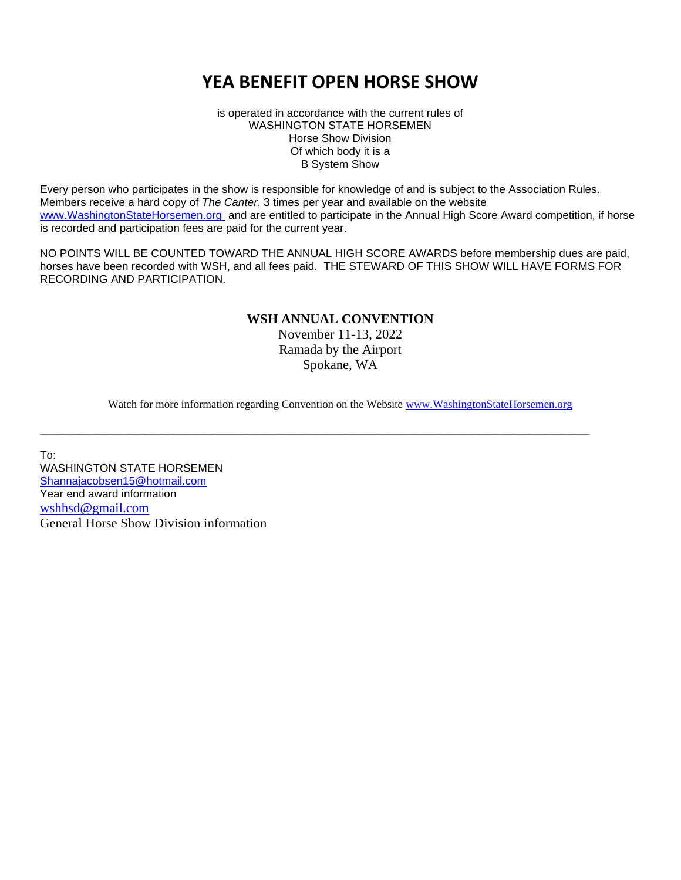# YEA BENEFIT OPEN HORSE SHOW

is operated in accordance with the current rules of
WASHINGTON STATE HORSEMEN
Horse Show Division
Of which body it is a
B System Show

Every person who participates in the show is responsible for knowledge of and is subject to the Association Rules. Members receive a hard copy of *The Canter*, 3 times per year and available on the website www.WashingtonStateHorsemen.org and are entitled to participate in the Annual High Score Award competition, if horse is recorded and participation fees are paid for the current year.

NO POINTS WILL BE COUNTED TOWARD THE ANNUAL HIGH SCORE AWARDS before membership dues are paid, horses have been recorded with WSH, and all fees paid. THE STEWARD OF THIS SHOW WILL HAVE FORMS FOR RECORDING AND PARTICIPATION.

**WSH ANNUAL CONVENTION**
November 11-13, 2022
Ramada by the Airport
Spokane, WA

Watch for more information regarding Convention on the Website www.WashingtonStateHorsemen.org

---

To:
WASHINGTON STATE HORSEMEN
Shannajacobsen15@hotmail.com
Year end award information
wshhsd@gmail.com
General Horse Show Division information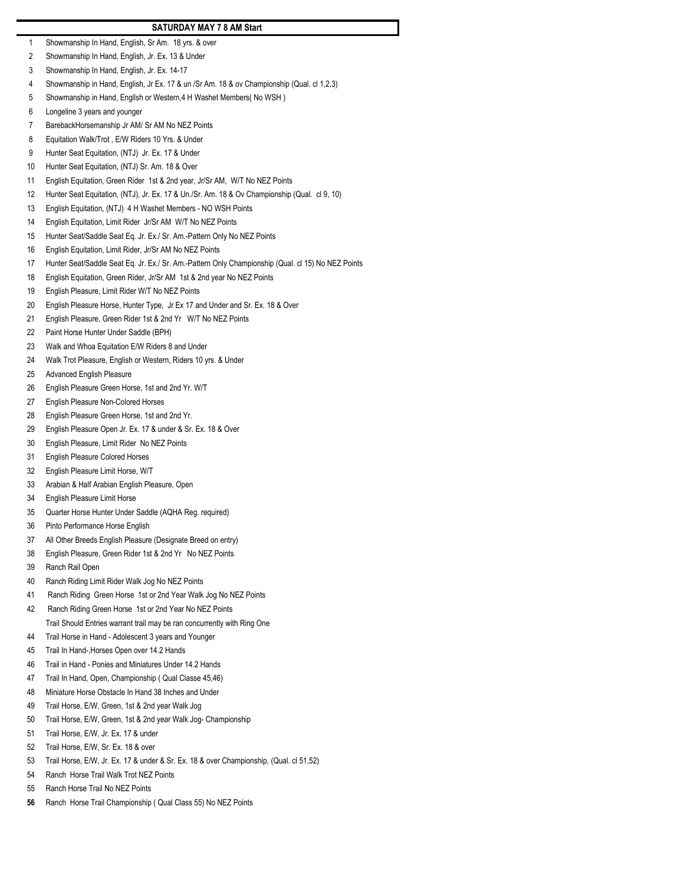## SATURDAY MAY 7 8 AM Start

1 Showmanship In Hand, English, Sr Am. 18 yrs. & over
2 Showmanship In Hand, English, Jr. Ex. 13 & Under
3 Showmanship In Hand, English, Jr. Ex. 14-17
4 Showmanship in Hand, English, Jr Ex. 17 & un /Sr Am. 18 & ov Championship (Qual. cl 1,2,3)
5 Showmanship in Hand, Engllsh or Western,4 H Washet Members( No WSH )
6 Longeline 3 years and younger
7 BarebackHorsemanship Jr AM/ Sr AM No NEZ Points
8 Equitation Walk/Trot , E/W Riders 10 Yrs. & Under
9 Hunter Seat Equitation, (NTJ) Jr. Ex. 17 & Under
10 Hunter Seat Equitation, (NTJ) Sr. Am. 18 & Over
11 English Equitation, Green Rider 1st & 2nd year, Jr/Sr AM, W/T No NEZ Points
12 Hunter Seat Equitation, (NTJ), Jr. Ex. 17 & Un./Sr. Am. 18 & Ov Championship (Qual. cl 9, 10)
13 English Equitation, (NTJ) 4 H Washet Members - NO WSH Points
14 English Equitation, Limit Rider Jr/Sr AM W/T No NEZ Points
15 Hunter Seat/Saddle Seat Eq. Jr. Ex./ Sr. Am.-Pattern Only No NEZ Points
16 English Equitation, Limit Rider, Jr/Sr AM No NEZ Points
17 Hunter Seat/Saddle Seat Eq. Jr. Ex./ Sr. Am.-Pattern Only Championship (Qual. cl 15) No NEZ Points
18 English Equitation, Green Rider, Jr/Sr AM 1st & 2nd year No NEZ Points
19 English Pleasure, Limit Rider W/T No NEZ Points
20 English Pleasure Horse, Hunter Type, Jr Ex 17 and Under and Sr. Ex. 18 & Over
21 English Pleasure, Green Rider 1st & 2nd Yr W/T No NEZ Points
22 Paint Horse Hunter Under Saddle (BPH)
23 Walk and Whoa Equitation E/W Riders 8 and Under
24 Walk Trot Pleasure, English or Western, Riders 10 yrs. & Under
25 Advanced English Pleasure
26 English Pleasure Green Horse, 1st and 2nd Yr. W/T
27 English Pleasure Non-Colored Horses
28 English Pleasure Green Horse, 1st and 2nd Yr.
29 English Pleasure Open Jr. Ex. 17 & under & Sr. Ex. 18 & Over
30 English Pleasure, Limit Rider No NEZ Points
31 English Pleasure Colored Horses
32 English Pleasure Limit Horse, W/T
33 Arabian & Half Arabian English Pleasure, Open
34 English Pleasure Limit Horse
35 Quarter Horse Hunter Under Saddle (AQHA Reg. required)
36 Pinto Performance Horse English
37 All Other Breeds English Pleasure (Designate Breed on entry)
38 English Pleasure, Green Rider 1st & 2nd Yr No NEZ Points
39 Ranch Rail Open
40 Ranch Riding Limit Rider Walk Jog No NEZ Points
41 Ranch Riding Green Horse 1st or 2nd Year Walk Jog No NEZ Points
42 Ranch Riding Green Horse 1st or 2nd Year No NEZ Points

Trail Should Entries warrant trail may be ran concurrently with Ring One

44 Trail Horse in Hand - Adolescent 3 years and Younger
45 Trail In Hand-,Horses Open over 14.2 Hands
46 Trail in Hand - Ponies and Miniatures Under 14.2 Hands
47 Trail In Hand, Open, Championship ( Qual Classe 45,46)
48 Miniature Horse Obstacle In Hand 38 Inches and Under
49 Trail Horse, E/W, Green, 1st & 2nd year Walk Jog
50 Trail Horse, E/W, Green, 1st & 2nd year Walk Jog- Championship
51 Trail Horse, E/W, Jr. Ex. 17 & under
52 Trail Horse, E/W, Sr. Ex. 18 & over
53 Trail Horse, E/W, Jr. Ex. 17 & under & Sr. Ex. 18 & over Championship, (Qual. cl 51,52)
54 Ranch Horse Trail Walk Trot NEZ Points
55 Ranch Horse Trail No NEZ Points
**56** Ranch Horse Trail Championship ( Qual Class 55) No NEZ Points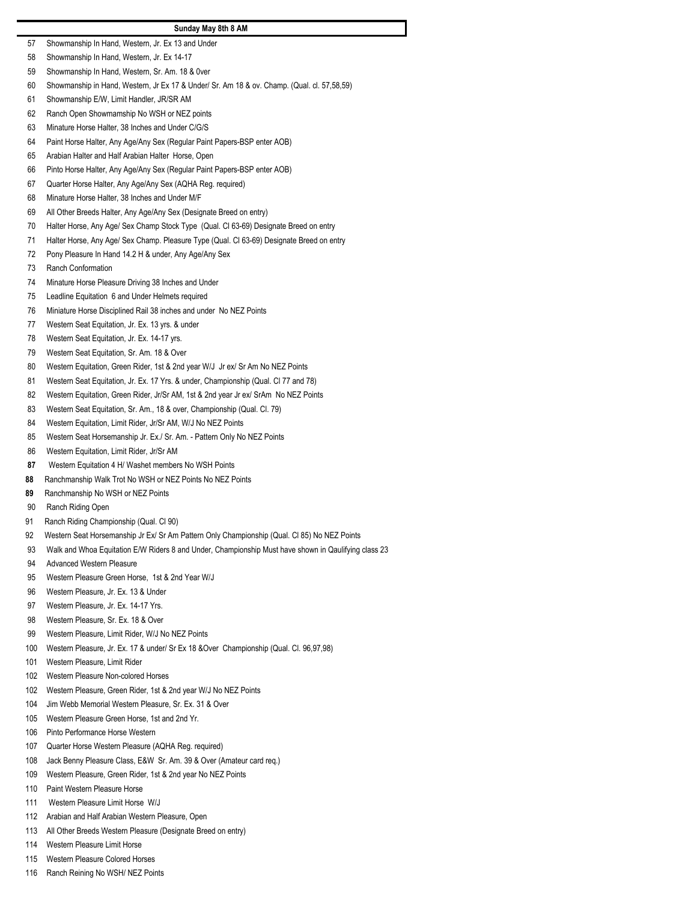**Sunday May 8th 8 AM**

| | |
|---|---|
| 57 | Showmanship In Hand, Western, Jr. Ex 13 and Under |
| 58 | Showmanship In Hand, Western, Jr. Ex 14-17 |
| 59 | Showmanship In Hand, Western, Sr. Am. 18 & 0ver |
| 60 | Showmanship in Hand, Western, Jr Ex 17 & Under/ Sr. Am 18 & ov. Champ. (Qual. cl. 57,58,59) |
| 61 | Showmanship E/W, Limit Handler, JR/SR AM |
| 62 | Ranch Open Showmamship No WSH or NEZ points |
| 63 | Minature Horse Halter, 38 Inches and Under C/G/S |
| 64 | Paint Horse Halter, Any Age/Any Sex (Regular Paint Papers-BSP enter AOB) |
| 65 | Arabian Halter and Half Arabian Halter Horse, Open |
| 66 | Pinto Horse Halter, Any Age/Any Sex (Regular Paint Papers-BSP enter AOB) |
| 67 | Quarter Horse Halter, Any Age/Any Sex (AQHA Reg. required) |
| 68 | Minature Horse Halter, 38 Inches and Under M/F |
| 69 | All Other Breeds Halter, Any Age/Any Sex (Designate Breed on entry) |
| 70 | Halter Horse, Any Age/ Sex Champ Stock Type (Qual. Cl 63-69) Designate Breed on entry |
| 71 | Halter Horse, Any Age/ Sex Champ. Pleasure Type (Qual. Cl 63-69) Designate Breed on entry |
| 72 | Pony Pleasure In Hand 14.2 H & under, Any Age/Any Sex |
| 73 | Ranch Conformation |
| 74 | Minature Horse Pleasure Driving 38 Inches and Under |
| 75 | Leadline Equitation 6 and Under Helmets required |
| 76 | Miniature Horse Disciplined Rail 38 inches and under No NEZ Points |
| 77 | Western Seat Equitation, Jr. Ex. 13 yrs. & under |
| 78 | Western Seat Equitation, Jr. Ex. 14-17 yrs. |
| 79 | Western Seat Equitation, Sr. Am. 18 & Over |
| 80 | Western Equitation, Green Rider, 1st & 2nd year W/J Jr ex/ Sr Am No NEZ Points |
| 81 | Western Seat Equitation, Jr. Ex. 17 Yrs. & under, Championship (Qual. Cl 77 and 78) |
| 82 | Western Equitation, Green Rider, Jr/Sr AM, 1st & 2nd year Jr ex/ SrAm No NEZ Points |
| 83 | Western Seat Equitation, Sr. Am., 18 & over, Championship (Qual. Cl. 79) |
| 84 | Western Equitation, Limit Rider, Jr/Sr AM, W/J No NEZ Points |
| 85 | Western Seat Horsemanship Jr. Ex./ Sr. Am. - Pattern Only No NEZ Points |
| 86 | Western Equitation, Limit Rider, Jr/Sr AM |
| **87** | Western Equitation 4 H/ Washet members No WSH Points |
| **88** | Ranchmanship Walk Trot No WSH or NEZ Points No NEZ Points |
| **89** | Ranchmanship No WSH or NEZ Points |
| 90 | Ranch Riding Open |
| 91 | Ranch Riding Championship (Qual. Cl 90) |
| 92 | Western Seat Horsemanship Jr Ex/ Sr Am Pattern Only Championship (Qual. Cl 85) No NEZ Points |
| 93 | Walk and Whoa Equitation E/W Riders 8 and Under, Championship Must have shown in Qaulifying class 23 |
| 94 | Advanced Western Pleasure |
| 95 | Western Pleasure Green Horse, 1st & 2nd Year W/J |
| 96 | Western Pleasure, Jr. Ex. 13 & Under |
| 97 | Western Pleasure, Jr. Ex. 14-17 Yrs. |
| 98 | Western Pleasure, Sr. Ex. 18 & Over |
| 99 | Western Pleasure, Limit Rider, W/J No NEZ Points |
| 100 | Western Pleasure, Jr. Ex. 17 & under/ Sr Ex 18 &Over Championship (Qual. Cl. 96,97,98) |
| 101 | Western Pleasure, Limit Rider |
| 102 | Western Pleasure Non-colored Horses |
| 102 | Western Pleasure, Green Rider, 1st & 2nd year W/J No NEZ Points |
| 104 | Jim Webb Memorial Western Pleasure, Sr. Ex. 31 & Over |
| 105 | Western Pleasure Green Horse, 1st and 2nd Yr. |
| 106 | Pinto Performance Horse Western |
| 107 | Quarter Horse Western Pleasure (AQHA Reg. required) |
| 108 | Jack Benny Pleasure Class, E&W Sr. Am. 39 & Over (Amateur card req.) |
| 109 | Western Pleasure, Green Rider, 1st & 2nd year No NEZ Points |
| 110 | Paint Western Pleasure Horse |
| 111 | Western Pleasure Limit Horse W/J |
| 112 | Arabian and Half Arabian Western Pleasure, Open |
| 113 | All Other Breeds Western Pleasure (Designate Breed on entry) |
| 114 | Western Pleasure Limit Horse |
| 115 | Western Pleasure Colored Horses |
| 116 | Ranch Reining No WSH/ NEZ Points |